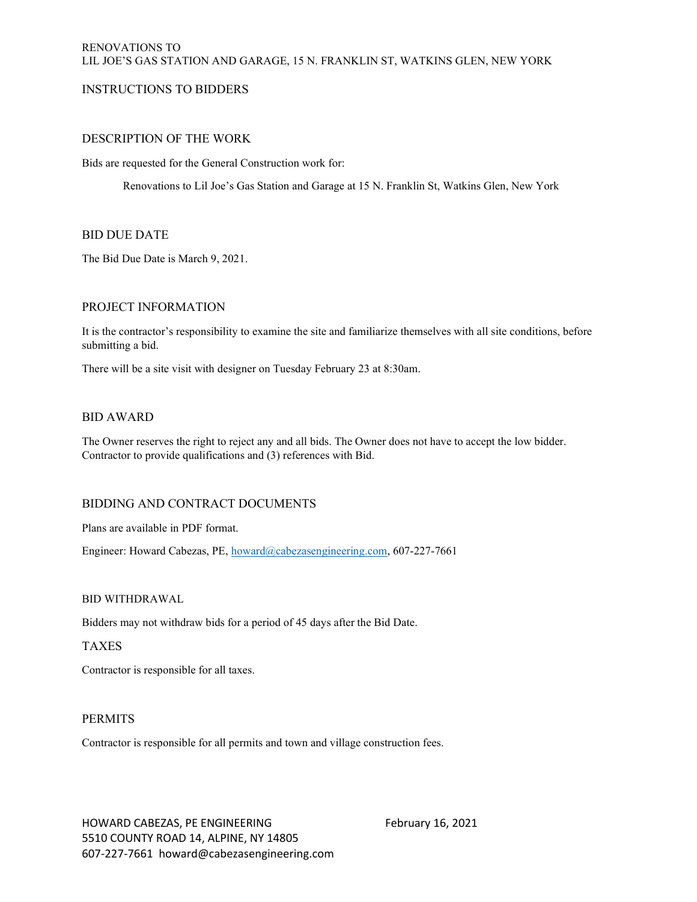RENOVATIONS TO
LIL JOE'S GAS STATION AND GARAGE, 15 N. FRANKLIN ST, WATKINS GLEN, NEW YORK

# INSTRUCTIONS TO BIDDERS

## DESCRIPTION OF THE WORK

Bids are requested for the General Construction work for:

Renovations to Lil Joe's Gas Station and Garage at 15 N. Franklin St, Watkins Glen, New York

## BID DUE DATE

The Bid Due Date is March 9, 2021.

## PROJECT INFORMATION

It is the contractor's responsibility to examine the site and familiarize themselves with all site conditions, before submitting a bid.

There will be a site visit with designer on Tuesday February 23 at 8:30am.

## BID AWARD

The Owner reserves the right to reject any and all bids. The Owner does not have to accept the low bidder. Contractor to provide qualifications and (3) references with Bid.

## BIDDING AND CONTRACT DOCUMENTS

Plans are available in PDF format.

Engineer: Howard Cabezas, PE, howard@cabezasengineering.com, 607-227-7661

## BID WITHDRAWAL

Bidders may not withdraw bids for a period of 45 days after the Bid Date.

## TAXES

Contractor is responsible for all taxes.

## PERMITS

Contractor is responsible for all permits and town and village construction fees.

HOWARD CABEZAS, PE ENGINEERING
5510 COUNTY ROAD 14, ALPINE, NY 14805
607-227-7661 howard@cabezasengineering.com

February 16, 2021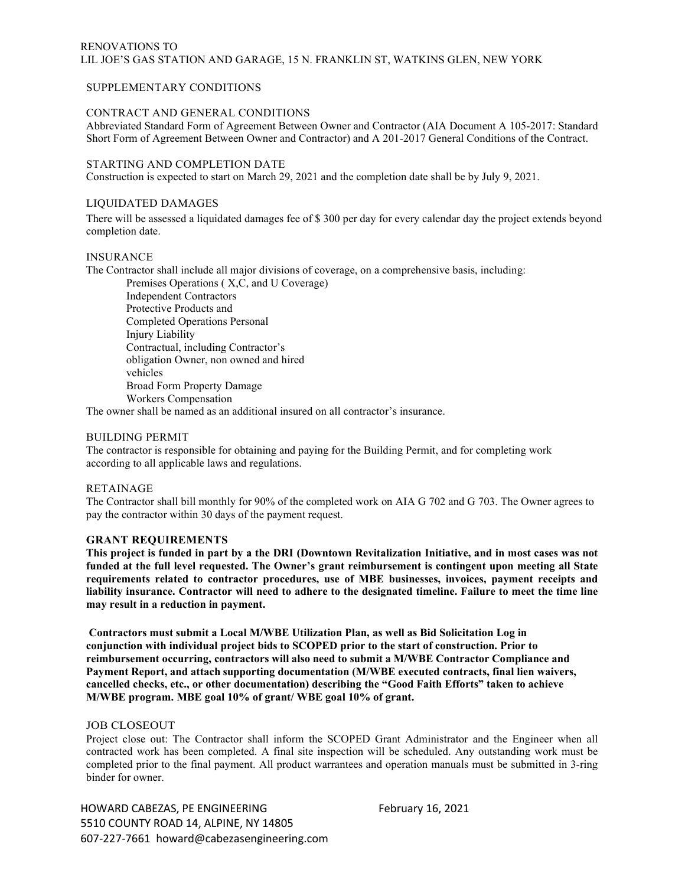RENOVATIONS TO
LIL JOE'S GAS STATION AND GARAGE, 15 N. FRANKLIN ST, WATKINS GLEN, NEW YORK

## SUPPLEMENTARY CONDITIONS

### CONTRACT AND GENERAL CONDITIONS

Abbreviated Standard Form of Agreement Between Owner and Contractor (AIA Document A 105-2017: Standard Short Form of Agreement Between Owner and Contractor) and A 201-2017 General Conditions of the Contract.

### STARTING AND COMPLETION DATE

Construction is expected to start on March 29, 2021 and the completion date shall be by July 9, 2021.

### LIQUIDATED DAMAGES

There will be assessed a liquidated damages fee of $ 300 per day for every calendar day the project extends beyond completion date.

### INSURANCE

The Contractor shall include all major divisions of coverage, on a comprehensive basis, including:

- Premises Operations ( X,C, and U Coverage)
- Independent Contractors
- Protective Products and
- Completed Operations Personal
- Injury Liability
- Contractual, including Contractor's
- obligation Owner, non owned and hired
- vehicles
- Broad Form Property Damage
- Workers Compensation

The owner shall be named as an additional insured on all contractor's insurance.

### BUILDING PERMIT

The contractor is responsible for obtaining and paying for the Building Permit, and for completing work according to all applicable laws and regulations.

### RETAINAGE

The Contractor shall bill monthly for 90% of the completed work on AIA G 702 and G 703. The Owner agrees to pay the contractor within 30 days of the payment request.

### GRANT REQUIREMENTS

**This project is funded in part by a the DRI (Downtown Revitalization Initiative, and in most cases was not funded at the full level requested. The Owner's grant reimbursement is contingent upon meeting all State requirements related to contractor procedures, use of MBE businesses, invoices, payment receipts and liability insurance. Contractor will need to adhere to the designated timeline. Failure to meet the time line may result in a reduction in payment.**

**Contractors must submit a Local M/WBE Utilization Plan, as well as Bid Solicitation Log in conjunction with individual project bids to SCOPED prior to the start of construction. Prior to reimbursement occurring, contractors will also need to submit a M/WBE Contractor Compliance and Payment Report, and attach supporting documentation (M/WBE executed contracts, final lien waivers, cancelled checks, etc., or other documentation) describing the "Good Faith Efforts" taken to achieve M/WBE program. MBE goal 10% of grant/ WBE goal 10% of grant.**

### JOB CLOSEOUT

Project close out: The Contractor shall inform the SCOPED Grant Administrator and the Engineer when all contracted work has been completed. A final site inspection will be scheduled. Any outstanding work must be completed prior to the final payment. All product warrantees and operation manuals must be submitted in 3-ring binder for owner.

HOWARD CABEZAS, PE ENGINEERING
5510 COUNTY ROAD 14, ALPINE, NY 14805
607-227-7661 howard@cabezasengineering.com

February 16, 2021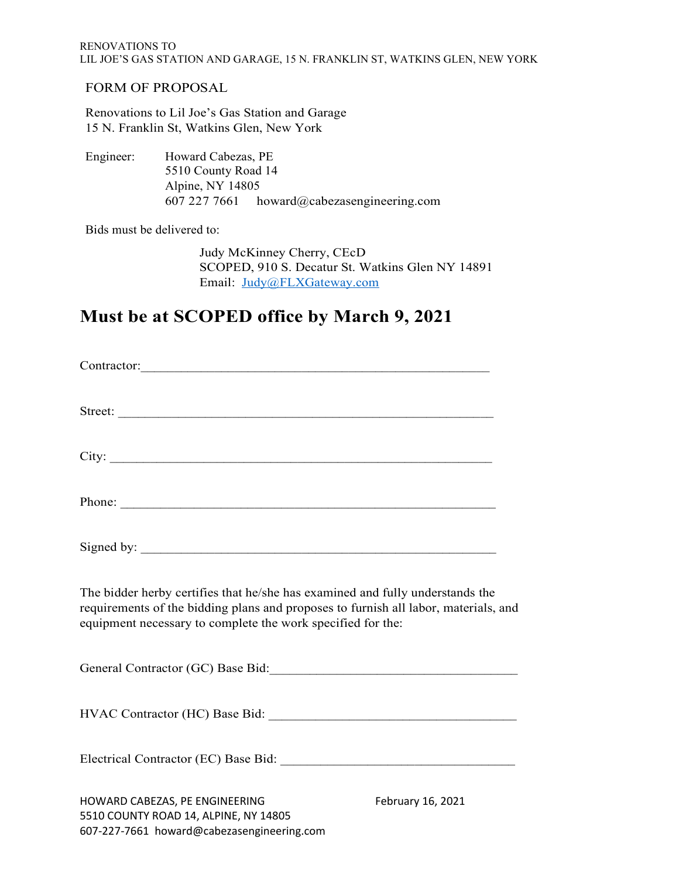FORM OF PROPOSAL

Renovations to Lil Joe's Gas Station and Garage
15 N. Franklin St, Watkins Glen, New York

Engineer: Howard Cabezas, PE
5510 County Road 14
Alpine, NY 14805
607 227 7661 howard@cabezasengineering.com

Bids must be delivered to:

Judy McKinney Cherry, CEcD
SCOPED, 910 S. Decatur St. Watkins Glen NY 14891
Email: Judy@FLXGateway.com

## Must be at SCOPED office by March 9, 2021

Contractor:_______________________________________________

Street: _______________________________________________

City: _______________________________________________

Phone: _______________________________________________

Signed by: _______________________________________________

The bidder herby certifies that he/she has examined and fully understands the requirements of the bidding plans and proposes to furnish all labor, materials, and equipment necessary to complete the work specified for the:

General Contractor (GC) Base Bid:______________________________

HVAC Contractor (HC) Base Bid: ______________________________

Electrical Contractor (EC) Base Bid: ______________________________

HOWARD CABEZAS, PE ENGINEERING
5510 COUNTY ROAD 14, ALPINE, NY 14805
607-227-7661 howard@cabezasengineering.com

February 16, 2021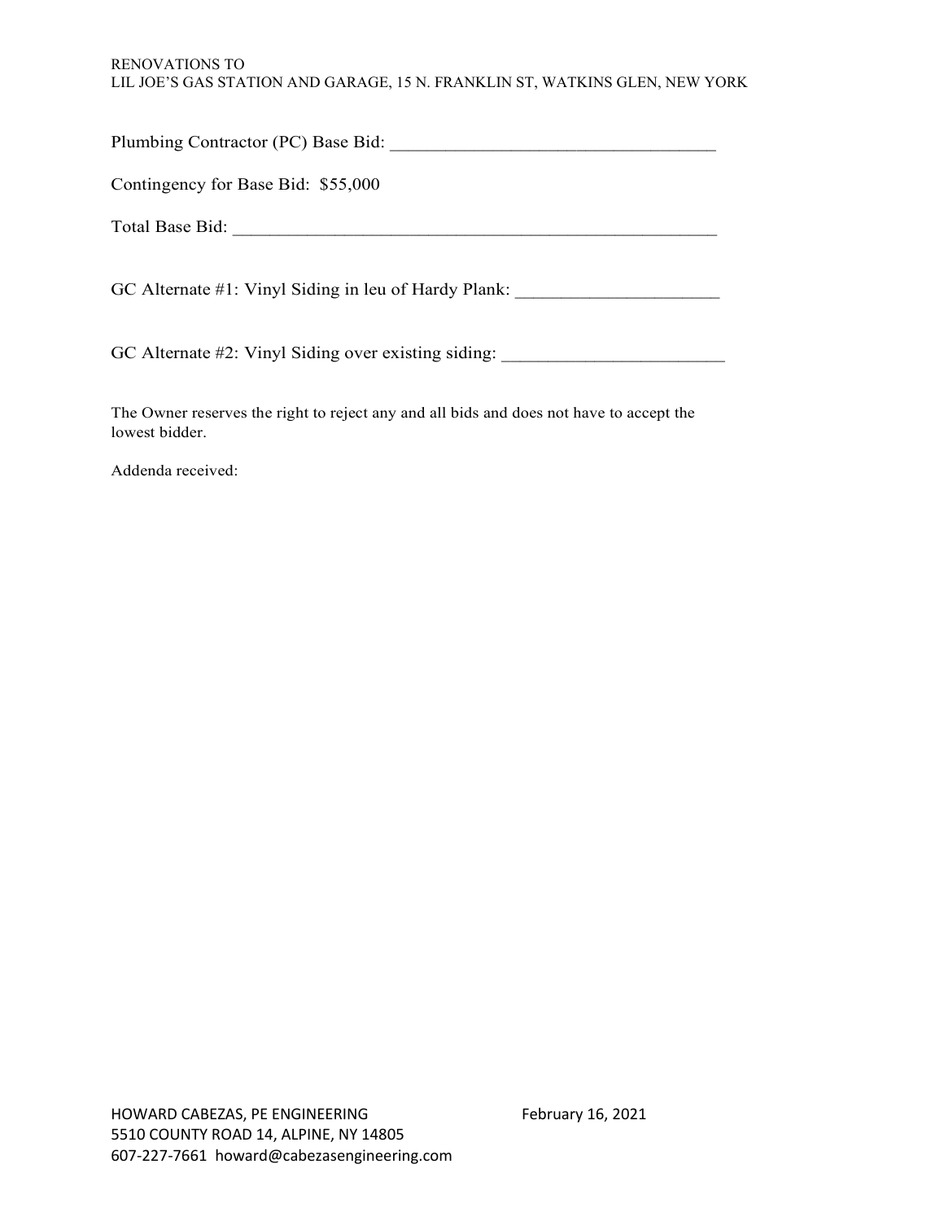Plumbing Contractor (PC) Base Bid: ___________________________________

Contingency for Base Bid: $55,000

Total Base Bid: ____________________________________________________

GC Alternate #1: Vinyl Siding in leu of Hardy Plank: ______________________

GC Alternate #2: Vinyl Siding over existing siding: ________________________

The Owner reserves the right to reject any and all bids and does not have to accept the lowest bidder.

Addenda received: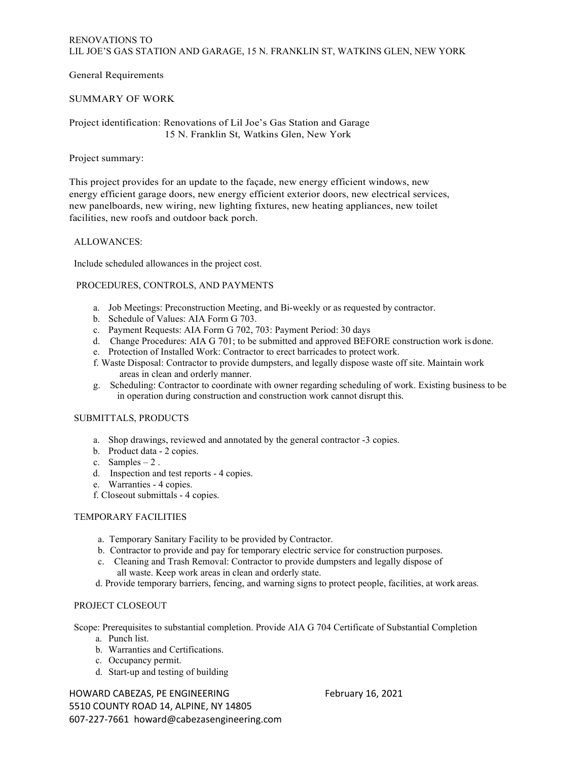RENOVATIONS TO
LIL JOE'S GAS STATION AND GARAGE, 15 N. FRANKLIN ST, WATKINS GLEN, NEW YORK

General Requirements

## SUMMARY OF WORK

Project identification: Renovations of Lil Joe's Gas Station and Garage
15 N. Franklin St, Watkins Glen, New York

Project summary:

This project provides for an update to the façade, new energy efficient windows, new energy efficient garage doors, new energy efficient exterior doors, new electrical services, new panelboards, new wiring, new lighting fixtures, new heating appliances, new toilet facilities, new roofs and outdoor back porch.

## ALLOWANCES:

Include scheduled allowances in the project cost.

## PROCEDURES, CONTROLS, AND PAYMENTS

a. Job Meetings: Preconstruction Meeting, and Bi-weekly or as requested by contractor.
b. Schedule of Values: AIA Form G 703.
c. Payment Requests: AIA Form G 702, 703: Payment Period: 30 days
d. Change Procedures: AIA G 701; to be submitted and approved BEFORE construction work is done.
e. Protection of Installed Work: Contractor to erect barricades to protect work.
f. Waste Disposal: Contractor to provide dumpsters, and legally dispose waste off site. Maintain work areas in clean and orderly manner.
g. Scheduling: Contractor to coordinate with owner regarding scheduling of work. Existing business to be in operation during construction and construction work cannot disrupt this.

## SUBMITTALS, PRODUCTS

a. Shop drawings, reviewed and annotated by the general contractor -3 copies.
b. Product data - 2 copies.
c. Samples – 2 .
d. Inspection and test reports - 4 copies.
e. Warranties - 4 copies.
f. Closeout submittals - 4 copies.

## TEMPORARY FACILITIES

a. Temporary Sanitary Facility to be provided by Contractor.
b. Contractor to provide and pay for temporary electric service for construction purposes.
c. Cleaning and Trash Removal: Contractor to provide dumpsters and legally dispose of all waste. Keep work areas in clean and orderly state.
d. Provide temporary barriers, fencing, and warning signs to protect people, facilities, at work areas.

## PROJECT CLOSEOUT

Scope: Prerequisites to substantial completion. Provide AIA G 704 Certificate of Substantial Completion

a. Punch list.
b. Warranties and Certifications.
c. Occupancy permit.
d. Start-up and testing of building

HOWARD CABEZAS, PE ENGINEERING
5510 COUNTY ROAD 14, ALPINE, NY 14805
607-227-7661 howard@cabezasengineering.com

February 16, 2021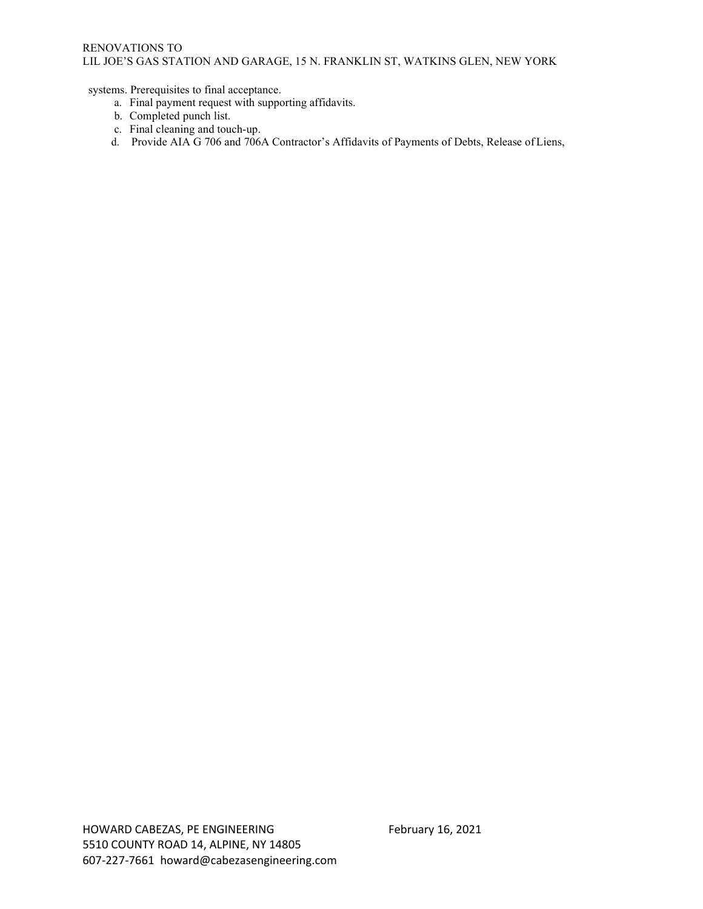systems. Prerequisites to final acceptance.

a. Final payment request with supporting affidavits.
b. Completed punch list.
c. Final cleaning and touch-up.
d. Provide AIA G 706 and 706A Contractor's Affidavits of Payments of Debts, Release of Liens,